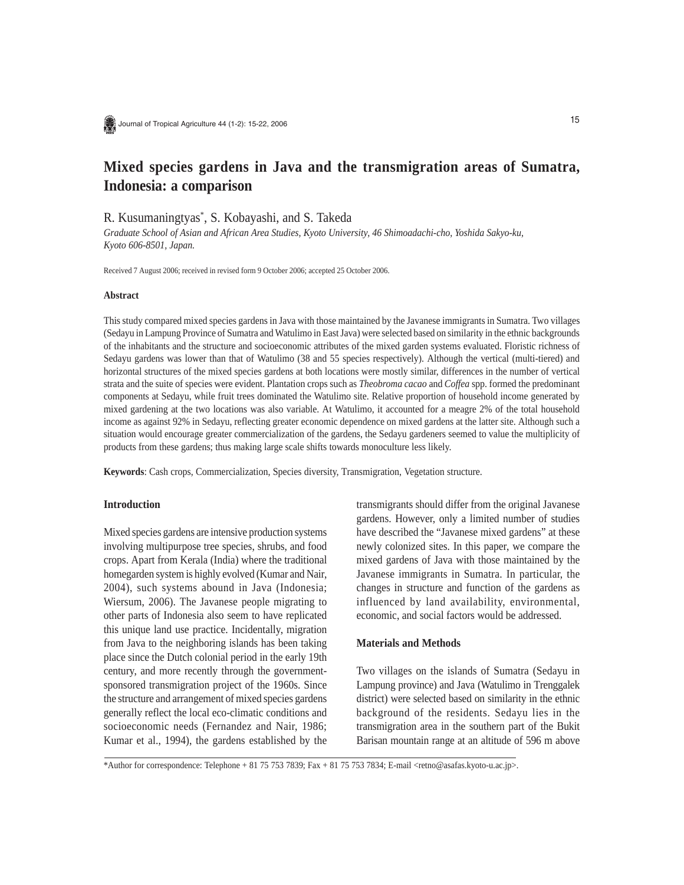# Mixed species gardens in Java and the transmigration areas of Sumatra, Indonesia: a comparison

R. Kusumaningtyas*, S. Kobayashi, and S. Takeda

*Graduate School of Asian and African Area Studies, Kyoto University, 46 Shimoadachi-cho, Yoshida Sakyo-ku, Kyoto 606-8501, Japan.*

Received 7 August 2006; received in revised form 9 October 2006; accepted 25 October 2006.

### Abstract

This study compared mixed species gardens in Java with those maintained by the Javanese immigrants in Sumatra. Two villages (Sedayu in Lampung Province of Sumatra and Watulimo in East Java) were selected based on similarity in the ethnic backgrounds of the inhabitants and the structure and socioeconomic attributes of the mixed garden systems evaluated. Floristic richness of Sedayu gardens was lower than that of Watulimo (38 and 55 species respectively). Although the vertical (multi-tiered) and horizontal structures of the mixed species gardens at both locations were mostly similar, differences in the number of vertical strata and the suite of species were evident. Plantation crops such as *Theobroma cacao* and *Coffea* spp. formed the predominant components at Sedayu, while fruit trees dominated the Watulimo site. Relative proportion of household income generated by mixed gardening at the two locations was also variable. At Watulimo, it accounted for a meagre 2% of the total household income as against 92% in Sedayu, reflecting greater economic dependence on mixed gardens at the latter site. Although such a situation would encourage greater commercialization of the gardens, the Sedayu gardeners seemed to value the multiplicity of products from these gardens; thus making large scale shifts towards monoculture less likely.

**Keywords**: Cash crops, Commercialization, Species diversity, Transmigration, Vegetation structure.

## Introduction

Mixed species gardens are intensive production systems involving multipurpose tree species, shrubs, and food crops. Apart from Kerala (India) where the traditional homegarden system is highly evolved (Kumar and Nair, 2004), such systems abound in Java (Indonesia; Wiersum, 2006). The Javanese people migrating to other parts of Indonesia also seem to have replicated this unique land use practice. Incidentally, migration from Java to the neighboring islands has been taking place since the Dutch colonial period in the early 19th century, and more recently through the government-sponsored transmigration project of the 1960s. Since the structure and arrangement of mixed species gardens generally reflect the local eco-climatic conditions and socioeconomic needs (Fernandez and Nair, 1986; Kumar et al., 1994), the gardens established by the transmigrants should differ from the original Javanese gardens. However, only a limited number of studies have described the "Javanese mixed gardens" at these newly colonized sites. In this paper, we compare the mixed gardens of Java with those maintained by the Javanese immigrants in Sumatra. In particular, the changes in structure and function of the gardens as influenced by land availability, environmental, economic, and social factors would be addressed.

## Materials and Methods

Two villages on the islands of Sumatra (Sedayu in Lampung province) and Java (Watulimo in Trenggalek district) were selected based on similarity in the ethnic background of the residents. Sedayu lies in the transmigration area in the southern part of the Bukit Barisan mountain range at an altitude of 596 m above

*Author for correspondence: Telephone + 81 75 753 7839; Fax + 81 75 753 7834; E-mail <retno@asafas.kyoto-u.ac.jp>.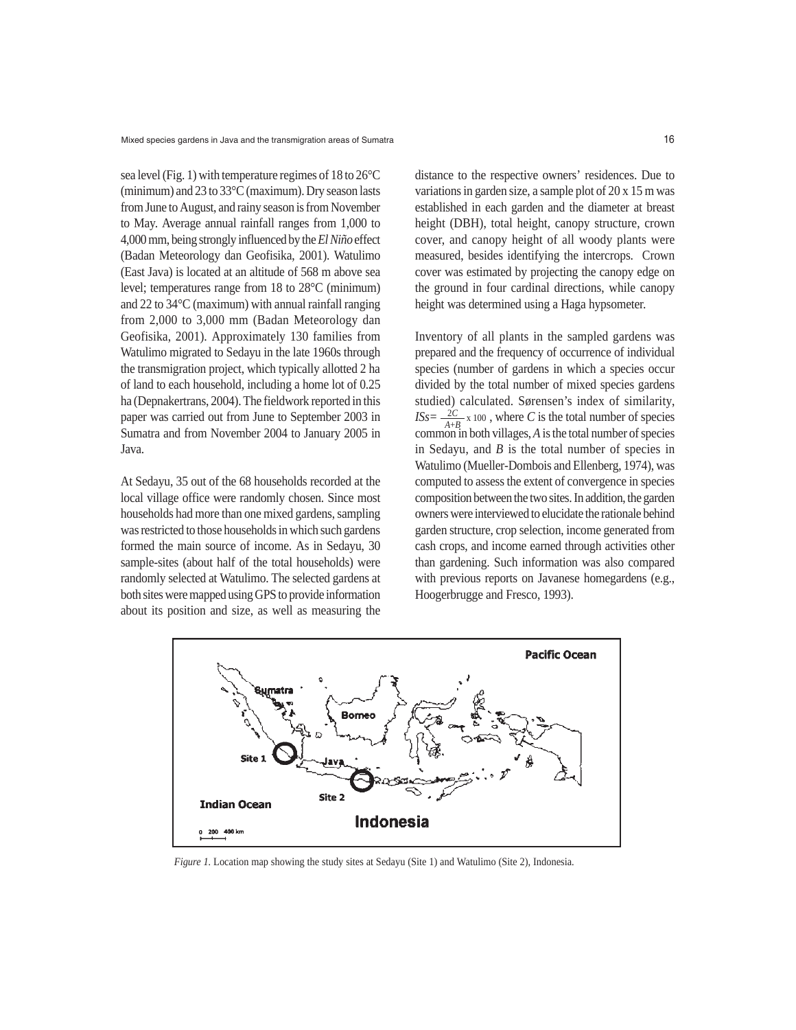sea level (Fig. 1) with temperature regimes of 18 to 26°C (minimum) and 23 to 33°C (maximum). Dry season lasts from June to August, and rainy season is from November to May. Average annual rainfall ranges from 1,000 to 4,000 mm, being strongly influenced by the *El Niño* effect (Badan Meteorology dan Geofisika, 2001). Watulimo (East Java) is located at an altitude of 568 m above sea level; temperatures range from 18 to 28°C (minimum) and 22 to 34°C (maximum) with annual rainfall ranging from 2,000 to 3,000 mm (Badan Meteorology dan Geofisika, 2001). Approximately 130 families from Watulimo migrated to Sedayu in the late 1960s through the transmigration project, which typically allotted 2 ha of land to each household, including a home lot of 0.25 ha (Depnakertrans, 2004). The fieldwork reported in this paper was carried out from June to September 2003 in Sumatra and from November 2004 to January 2005 in Java.

At Sedayu, 35 out of the 68 households recorded at the local village office were randomly chosen. Since most households had more than one mixed gardens, sampling was restricted to those households in which such gardens formed the main source of income. As in Sedayu, 30 sample-sites (about half of the total households) were randomly selected at Watulimo. The selected gardens at both sites were mapped using GPS to provide information about its position and size, as well as measuring the distance to the respective owners' residences. Due to variations in garden size, a sample plot of 20 x 15 m was established in each garden and the diameter at breast height (DBH), total height, canopy structure, crown cover, and canopy height of all woody plants were measured, besides identifying the intercrops. Crown cover was estimated by projecting the canopy edge on the ground in four cardinal directions, while canopy height was determined using a Haga hypsometer.

Inventory of all plants in the sampled gardens was prepared and the frequency of occurrence of individual species (number of gardens in which a species occur divided by the total number of mixed species gardens studied) calculated. Sørensen's index of similarity, $ISs = \frac{2C}{A+B} \times 100$, where $C$ is the total number of species common in both villages, $A$ is the total number of species in Sedayu, and $B$ is the total number of species in Watulimo (Mueller-Dombois and Ellenberg, 1974), was computed to assess the extent of convergence in species composition between the two sites. In addition, the garden owners were interviewed to elucidate the rationale behind garden structure, crop selection, income generated from cash crops, and income earned through activities other than gardening. Such information was also compared with previous reports on Javanese homegardens (e.g., Hoogerbrugge and Fresco, 1993).

*Figure 1.* Location map showing the study sites at Sedayu (Site 1) and Watulimo (Site 2), Indonesia.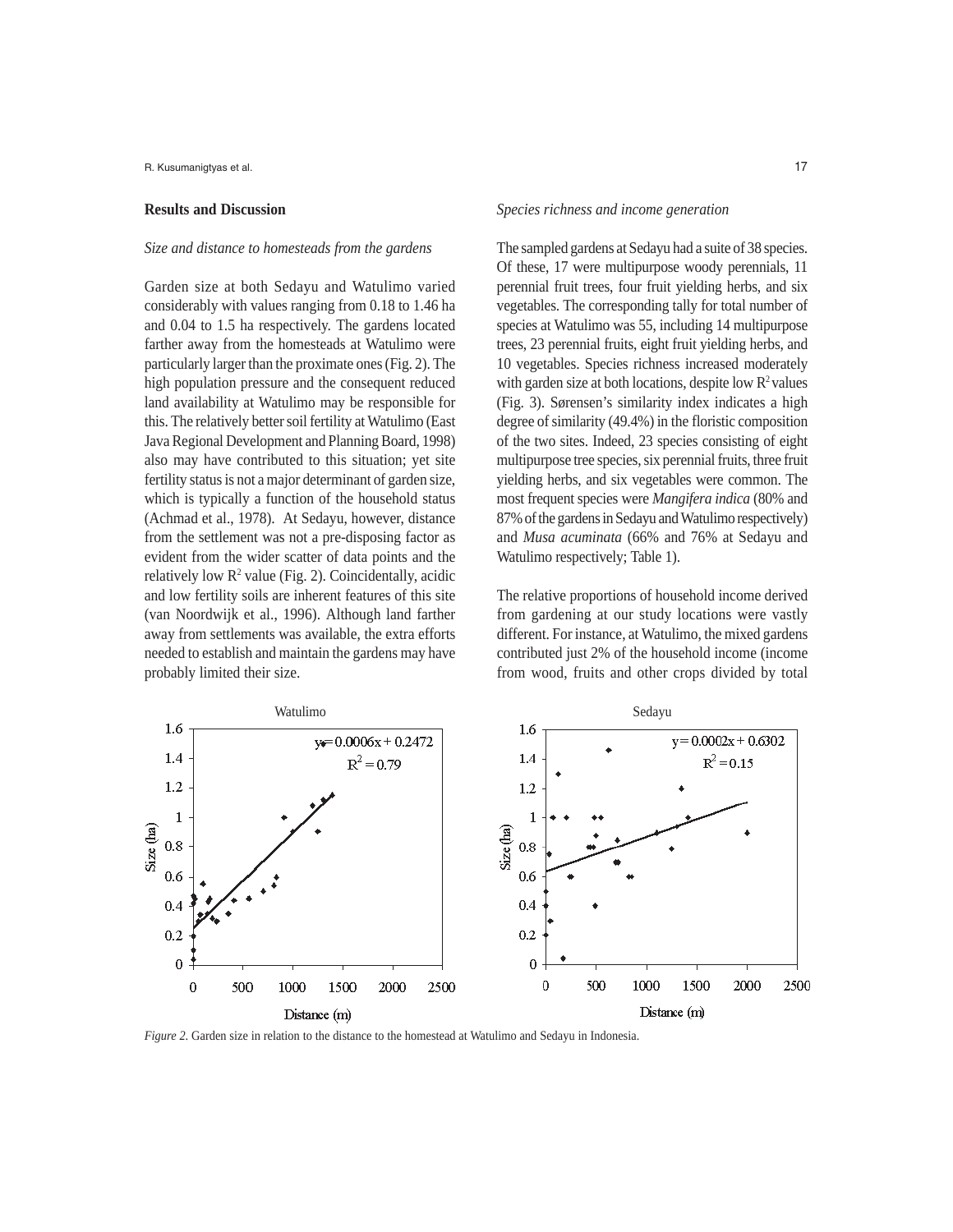## Results and Discussion

### *Size and distance to homesteads from the gardens*

Garden size at both Sedayu and Watulimo varied considerably with values ranging from 0.18 to 1.46 ha and 0.04 to 1.5 ha respectively. The gardens located farther away from the homesteads at Watulimo were particularly larger than the proximate ones (Fig. 2). The high population pressure and the consequent reduced land availability at Watulimo may be responsible for this. The relatively better soil fertility at Watulimo (East Java Regional Development and Planning Board, 1998) also may have contributed to this situation; yet site fertility status is not a major determinant of garden size, which is typically a function of the household status (Achmad et al., 1978). At Sedayu, however, distance from the settlement was not a pre-disposing factor as evident from the wider scatter of data points and the relatively low $R^2$ value (Fig. 2). Coincidentally, acidic and low fertility soils are inherent features of this site (van Noordwijk et al., 1996). Although land farther away from settlements was available, the extra efforts needed to establish and maintain the gardens may have probably limited their size.

### *Species richness and income generation*

The sampled gardens at Sedayu had a suite of 38 species. Of these, 17 were multipurpose woody perennials, 11 perennial fruit trees, four fruit yielding herbs, and six vegetables. The corresponding tally for total number of species at Watulimo was 55, including 14 multipurpose trees, 23 perennial fruits, eight fruit yielding herbs, and 10 vegetables. Species richness increased moderately with garden size at both locations, despite low $R^2$ values (Fig. 3). Sørensen's similarity index indicates a high degree of similarity (49.4%) in the floristic composition of the two sites. Indeed, 23 species consisting of eight multipurpose tree species, six perennial fruits, three fruit yielding herbs, and six vegetables were common. The most frequent species were *Mangifera indica* (80% and 87% of the gardens in Sedayu and Watulimo respectively) and *Musa acuminata* (66% and 76% at Sedayu and Watulimo respectively; Table 1).

The relative proportions of household income derived from gardening at our study locations were vastly different. For instance, at Watulimo, the mixed gardens contributed just 2% of the household income (income from wood, fruits and other crops divided by total

*Figure 2.* Garden size in relation to the distance to the homestead at Watulimo and Sedayu in Indonesia.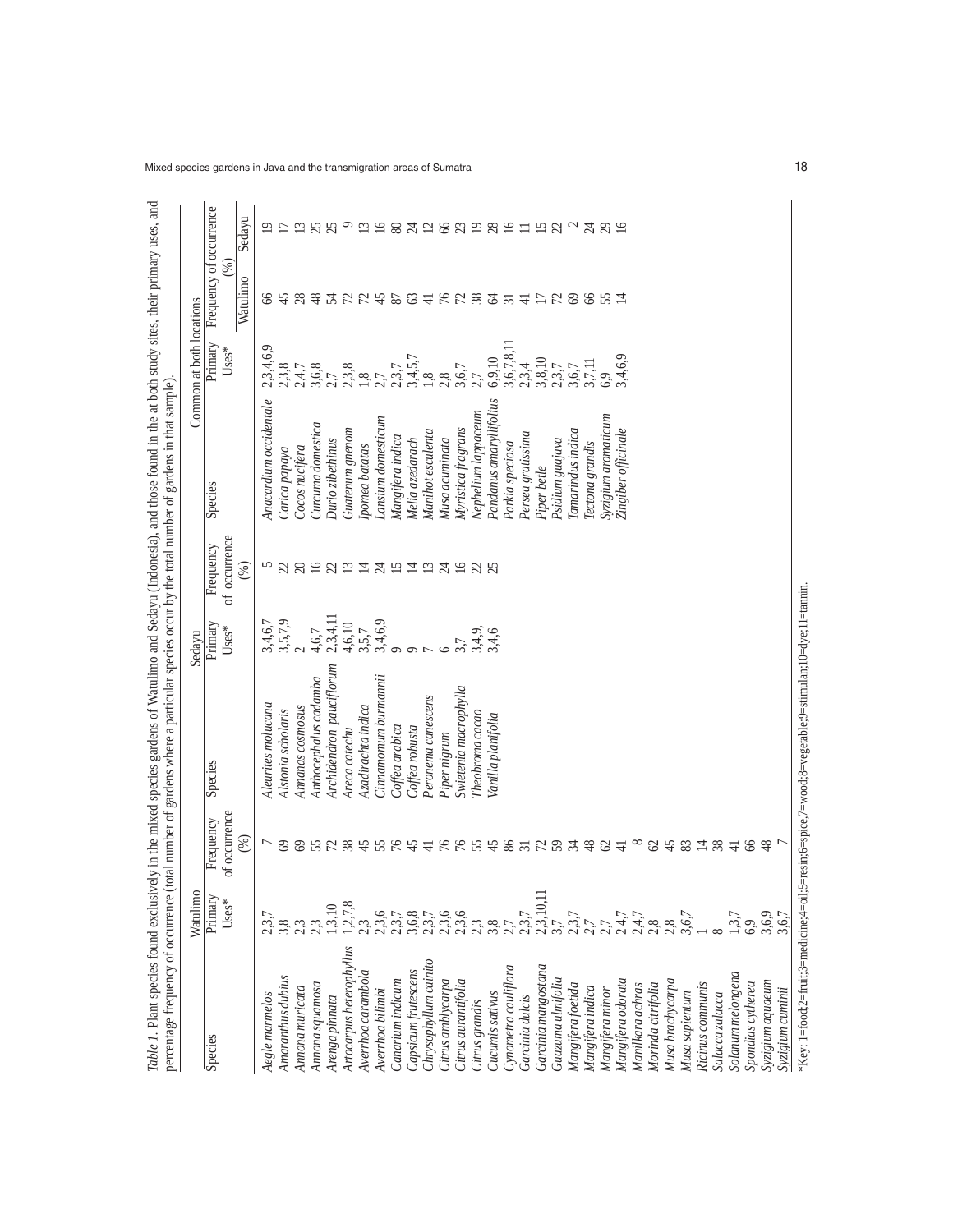*Table 1*. Plant species found exclusively in the mixed species gardens of Watulimo and Sedayu (Indonesia), and those found in the at both study sites, their primary uses, and percentage frequency of occurrence (total number of gardens where a particular species occur by the total number of gardens in that sample).

| Watulimo | | | Sedayu | | | Common at both locations | | | |
|---|---|---|---|---|---|---|---|---|---|
| Species | Primary Uses* | Frequency of occurrence (%) | Species | Primary Uses* | Frequency of occurrence (%) | Species | Primary Uses* | Frequency of occurrence (%) | |
| | | | | | | | | Watulimo | Sedayu |
| *Aegle marmelos* | 2,3,7 | 7 | *Aleurites molucana* | 3,4,6,7 | 5 | *Anacardium occidentale* | 2,3,4,6,9 | 66 | 19 |
| *Amaranthus dubius* | 3,8 | 69 | *Alstonia scholaris* | 3,5,7,9 | 22 | *Carica papaya* | 2,3,8 | 45 | 17 |
| *Annona muricata* | 2,3 | 69 | *Ananas cosmosus* | 2 | 20 | *Cocos nucifera* | 2,4,7 | 28 | 13 |
| *Annona squamosa* | 2,3 | 55 | *Anthocephalus cadamba* | 4,6,7 | 16 | *Curcuma domestica* | 3,6,8 | 48 | 25 |
| *Arenga pinnata* | 1,3,10 | 72 | *Archidendron pauciflorum* | 2,3,4,11 | 22 | *Durio zibethinus* | 2,7 | 54 | 25 |
| *Artocarpus heterophyllus* | 1,2,7,8 | 38 | *Areca catechu* | 4,6,10 | 13 | *Guatenum gnenom* | 2,3,8 | 72 | 9 |
| *Averrhoa carambola* | 2,3 | 45 | *Azadirachta indica* | 3,5,7 | 14 | *Ipomea batatas* | 1,8 | 72 | 13 |
| *Averrhoa bilimbi* | 2,3,6 | 55 | *Cinnamomum burmannii* | 3,4,6,9 | 24 | *Lansium domesticum* | 2,7 | 45 | 16 |
| *Canarium indicum* | 2,3,7 | 76 | *Coffea arabica* | 9 | 15 | *Mangifera indica* | 2,3,7 | 87 | 80 |
| *Capsicum frutescens* | 3,6,8 | 45 | *Coffea robusta* | 9 | 14 | *Melia azedarach* | 3,4,5,7 | 63 | 24 |
| *Chrysophyllum cainito* | 2,3,7 | 41 | *Peronema canescens* | 7 | 13 | *Manihot esculenta* | 1,8 | 41 | 12 |
| *Citrus amblycarpa* | 2,3,6 | 76 | *Piper nigrum* | 6 | 24 | *Musa acuminata* | 2,8 | 76 | 66 |
| *Citrus aurantifolia* | 2,3,6 | 76 | *Swietenia macrophylla* | 3,7 | 16 | *Myristica fragrans* | 3,6,7 | 72 | 23 |
| *Citrus grandis* | 2,3 | 55 | *Theobroma cacao* | 3,4,9, | 22 | *Nephelium lappaceum* | 2,7 | 38 | 19 |
| *Cucumis sativus* | 3,8 | 45 | *Vanilla planifolia* | 3,4,6 | 25 | *Pandanus amaryllifolius* | 6,9,10 | 64 | 28 |
| *Cynometra cauliflora* | 2,7 | 86 | | | | *Parkia speciosa* | 3,6,7,8,11 | 31 | 16 |
| *Garcinia dulcis* | 2,3,7 | 31 | | | | *Persea gratissima* | 2,3,4 | 41 | 11 |
| *Garcinia mangostana* | 2,3,10,11 | 72 | | | | *Piper betle* | 3,8,10 | 17 | 15 |
| *Guazuma ulmifolia* | 3,7 | 59 | | | | *Psidium guajava* | 2,3,7 | 72 | 22 |
| *Mangifera foetida* | 2,3,7 | 34 | | | | *Tamarindus indica* | 3,6,7 | 69 | 2 |
| *Mangifera indica* | 2,7 | 48 | | | | *Tectona grandis* | 3,7,11 | 66 | 24 |
| *Mangifera minor* | 2,7 | 62 | | | | *Syzigium aromaticum* | 6,9 | 55 | 29 |
| *Mangifera odorata* | 2,4,7 | 41 | | | | *Zingiber officinale* | 3,4,6,9 | 14 | 16 |
| *Manilkara achras* | 2,4,7 | 8 | | | | | | | |
| *Morinda citrifolia* | 2,8 | 62 | | | | | | | |
| *Musa brachycarpa* | 2,8 | 45 | | | | | | | |
| *Musa sapientum* | 3,6,7 | 83 | | | | | | | |
| *Ricinus communis* | 1 | 14 | | | | | | | |
| *Salacca zalacca* | 8 | 38 | | | | | | | |
| *Solanum melongena* | 1,3,7 | 41 | | | | | | | |
| *Spondias cytherea* | 6,9 | 66 | | | | | | | |
| *Syzigium aquaeum* | 3,6,9 | 48 | | | | | | | |
| *Syzigium cuminii* | 3,6,7 | 7 | | | | | | | |

*Key: 1=food;2=fruit;3=medicine;4=oil;5=resin;6=spice,7=wood;8=vegetable;9=stimulan;10=dye;11=tannin.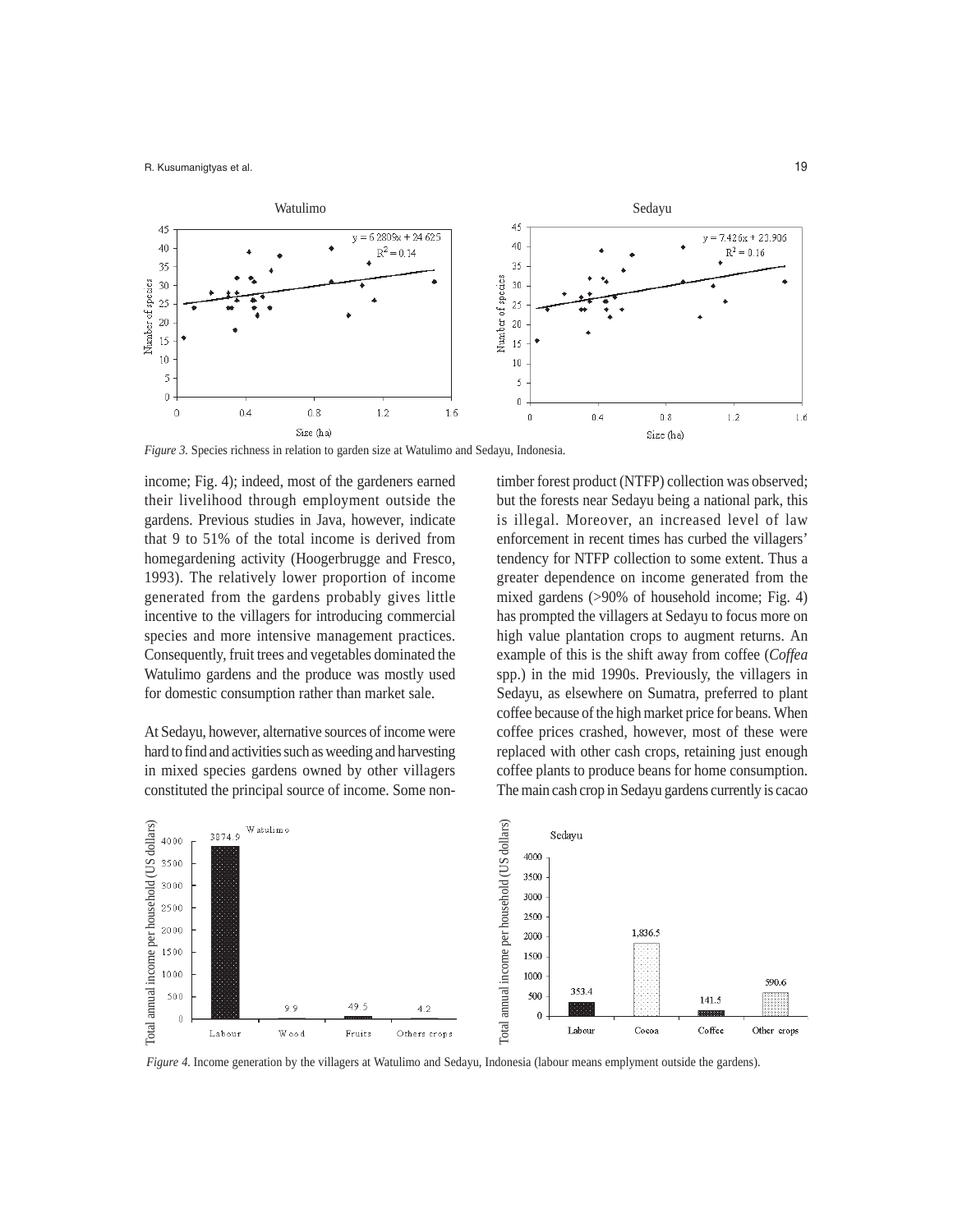*Figure 3.* Species richness in relation to garden size at Watulimo and Sedayu, Indonesia.

income; Fig. 4); indeed, most of the gardeners earned their livelihood through employment outside the gardens. Previous studies in Java, however, indicate that 9 to 51% of the total income is derived from homegardening activity (Hoogerbrugge and Fresco, 1993). The relatively lower proportion of income generated from the gardens probably gives little incentive to the villagers for introducing commercial species and more intensive management practices. Consequently, fruit trees and vegetables dominated the Watulimo gardens and the produce was mostly used for domestic consumption rather than market sale.

At Sedayu, however, alternative sources of income were hard to find and activities such as weeding and harvesting in mixed species gardens owned by other villagers constituted the principal source of income. Some non-timber forest product (NTFP) collection was observed; but the forests near Sedayu being a national park, this is illegal. Moreover, an increased level of law enforcement in recent times has curbed the villagers' tendency for NTFP collection to some extent. Thus a greater dependence on income generated from the mixed gardens (>90% of household income; Fig. 4) has prompted the villagers at Sedayu to focus more on high value plantation crops to augment returns. An example of this is the shift away from coffee (*Coffea* spp.) in the mid 1990s. Previously, the villagers in Sedayu, as elsewhere on Sumatra, preferred to plant coffee because of the high market price for beans. When coffee prices crashed, however, most of these were replaced with other cash crops, retaining just enough coffee plants to produce beans for home consumption. The main cash crop in Sedayu gardens currently is cacao

*Figure 4.* Income generation by the villagers at Watulimo and Sedayu, Indonesia (labour means emplyment outside the gardens).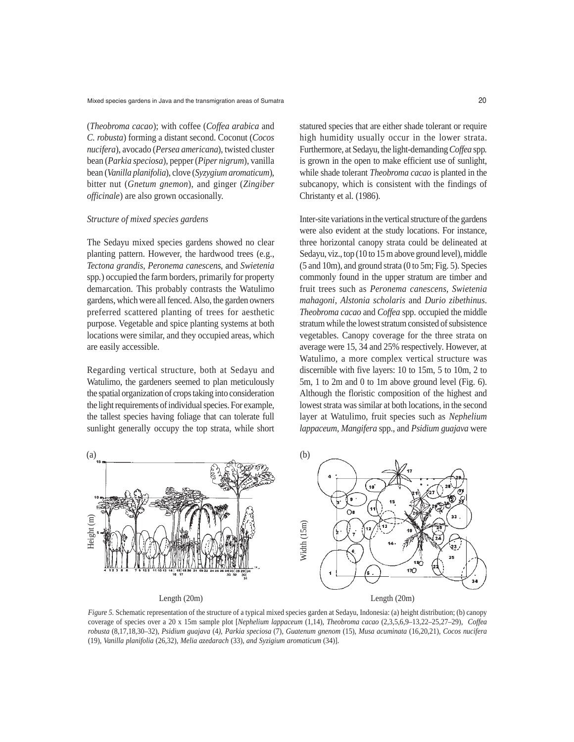(*Theobroma cacao*); with coffee (*Coffea arabica* and *C. robusta*) forming a distant second. Coconut (*Cocos nucifera*), avocado (*Persea americana*), twisted cluster bean (*Parkia speciosa*), pepper (*Piper nigrum*), vanilla bean (*Vanilla planifolia*), clove (*Syzygium aromaticum*), bitter nut (*Gnetum gnemon*), and ginger (*Zingiber officinale*) are also grown occasionally.

*Structure of mixed species gardens*

The Sedayu mixed species gardens showed no clear planting pattern. However, the hardwood trees (e.g., *Tectona grandis*, *Peronema canescens*, and *Swietenia* spp.) occupied the farm borders, primarily for property demarcation. This probably contrasts the Watulimo gardens, which were all fenced. Also, the garden owners preferred scattered planting of trees for aesthetic purpose. Vegetable and spice planting systems at both locations were similar, and they occupied areas, which are easily accessible.

Regarding vertical structure, both at Sedayu and Watulimo, the gardeners seemed to plan meticulously the spatial organization of crops taking into consideration the light requirements of individual species. For example, the tallest species having foliage that can tolerate full sunlight generally occupy the top strata, while short statured species that are either shade tolerant or require high humidity usually occur in the lower strata. Furthermore, at Sedayu, the light-demanding *Coffea* spp. is grown in the open to make efficient use of sunlight, while shade tolerant *Theobroma cacao* is planted in the subcanopy, which is consistent with the findings of Christanty et al. (1986).

Inter-site variations in the vertical structure of the gardens were also evident at the study locations. For instance, three horizontal canopy strata could be delineated at Sedayu, viz., top (10 to 15 m above ground level), middle (5 and 10m), and ground strata (0 to 5m; Fig. 5). Species commonly found in the upper stratum are timber and fruit trees such as *Peronema canescens*, *Swietenia mahagoni*, *Alstonia scholaris* and *Durio zibethinus*. *Theobroma cacao* and *Coffea* spp. occupied the middle stratum while the lowest stratum consisted of subsistence vegetables. Canopy coverage for the three strata on average were 15, 34 and 25% respectively. However, at Watulimo, a more complex vertical structure was discernible with five layers: 10 to 15m, 5 to 10m, 2 to 5m, 1 to 2m and 0 to 1m above ground level (Fig. 6). Although the floristic composition of the highest and lowest strata was similar at both locations, in the second layer at Watulimo, fruit species such as *Nephelium lappaceum*, *Mangifera* spp., and *Psidium guajava* were

*Figure 5.* Schematic representation of the structure of a typical mixed species garden at Sedayu, Indonesia: (a) height distribution; (b) canopy coverage of species over a 20 x 15m sample plot [*Nephelium lappaceum* (1,14), *Theobroma cacao* (2,3,5,6,9–13,22–25,27–29), *Coffea robusta* (8,17,18,30–32), *Psidium guajava* (4), *Parkia speciosa* (7), *Guatenum gnenom* (15), *Musa acuminata* (16,20,21), *Cocos nucifera* (19), *Vanilla planifolia* (26,32), *Melia azedarach* (33), *and Syzigium aromaticum* (34)].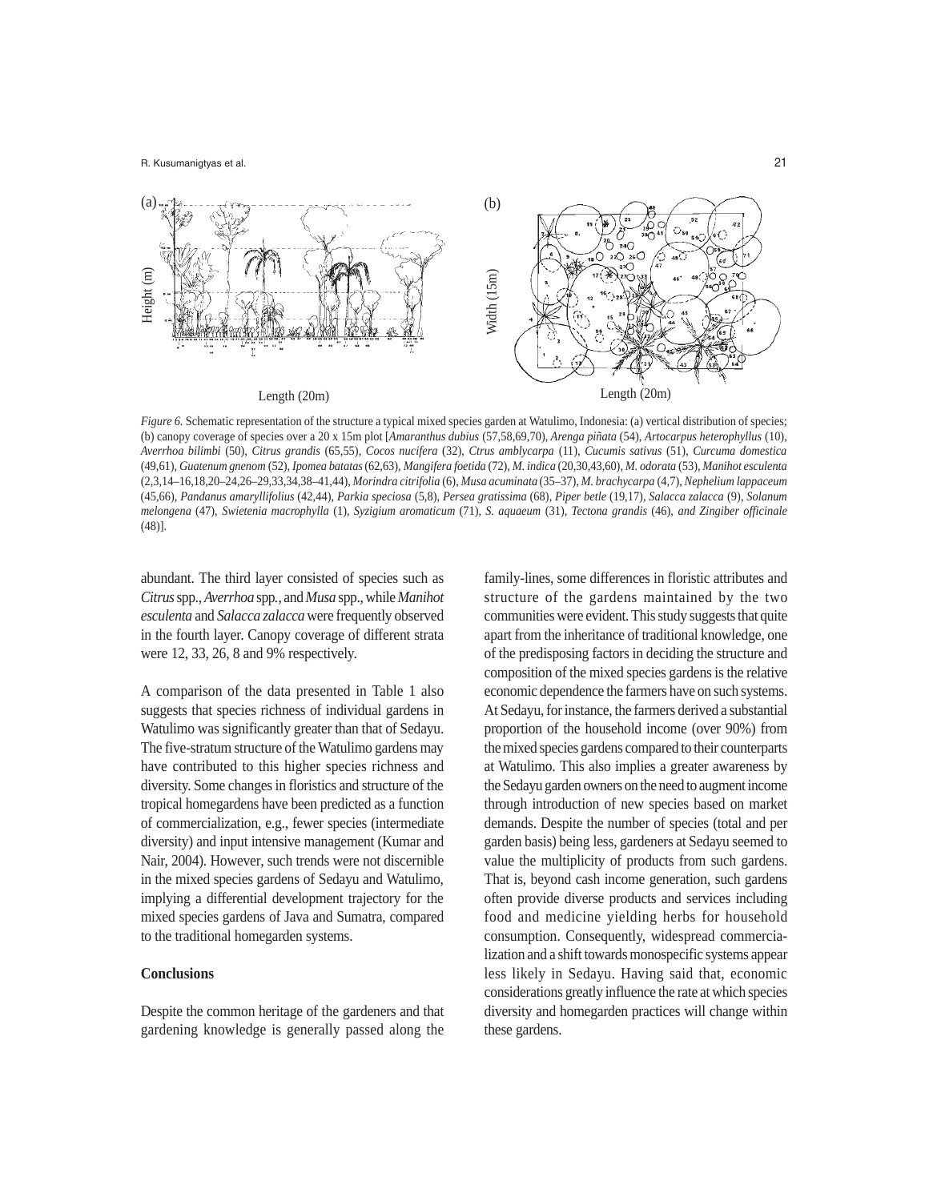*Figure 6.* Schematic representation of the structure a typical mixed species garden at Watulimo, Indonesia: (a) vertical distribution of species; (b) canopy coverage of species over a 20 x 15m plot [*Amaranthus dubius* (57,58,69,70), *Arenga piñata* (54), *Artocarpus heterophyllus* (10), *Averrhoa bilimbi* (50), *Citrus grandis* (65,55), *Cocos nucifera* (32), *Ctrus amblycarpa* (11), *Cucumis sativus* (51), *Curcuma domestica* (49,61), *Guatenum gnenom* (52), *Ipomea batatas* (62,63), *Mangifera foetida* (72), *M. indica* (20,30,43,60), *M. odorata* (53), *Manihot esculenta* (2,3,14–16,18,20–24,26–29,33,34,38–41,44), *Morindra citrifolia* (6), *Musa acuminata* (35–37), *M. brachycarpa* (4,7), *Nephelium lappaceum* (45,66), *Pandanus amaryllifolius* (42,44), *Parkia speciosa* (5,8), *Persea gratissima* (68), *Piper betle* (19,17), *Salacca zalacca* (9), *Solanum melongena* (47), *Swietenia macrophylla* (1), *Syzigium aromaticum* (71), *S. aquaeum* (31), *Tectona grandis* (46), *and Zingiber officinale* (48)].

abundant. The third layer consisted of species such as *Citrus* spp., *Averrhoa* spp., and *Musa* spp., while *Manihot esculenta* and *Salacca zalacca* were frequently observed in the fourth layer. Canopy coverage of different strata were 12, 33, 26, 8 and 9% respectively.

A comparison of the data presented in Table 1 also suggests that species richness of individual gardens in Watulimo was significantly greater than that of Sedayu. The five-stratum structure of the Watulimo gardens may have contributed to this higher species richness and diversity. Some changes in floristics and structure of the tropical homegardens have been predicted as a function of commercialization, e.g., fewer species (intermediate diversity) and input intensive management (Kumar and Nair, 2004). However, such trends were not discernible in the mixed species gardens of Sedayu and Watulimo, implying a differential development trajectory for the mixed species gardens of Java and Sumatra, compared to the traditional homegarden systems.

## Conclusions

Despite the common heritage of the gardeners and that gardening knowledge is generally passed along the family-lines, some differences in floristic attributes and structure of the gardens maintained by the two communities were evident. This study suggests that quite apart from the inheritance of traditional knowledge, one of the predisposing factors in deciding the structure and composition of the mixed species gardens is the relative economic dependence the farmers have on such systems. At Sedayu, for instance, the farmers derived a substantial proportion of the household income (over 90%) from the mixed species gardens compared to their counterparts at Watulimo. This also implies a greater awareness by the Sedayu garden owners on the need to augment income through introduction of new species based on market demands. Despite the number of species (total and per garden basis) being less, gardeners at Sedayu seemed to value the multiplicity of products from such gardens. That is, beyond cash income generation, such gardens often provide diverse products and services including food and medicine yielding herbs for household consumption. Consequently, widespread commercialization and a shift towards monospecific systems appear less likely in Sedayu. Having said that, economic considerations greatly influence the rate at which species diversity and homegarden practices will change within these gardens.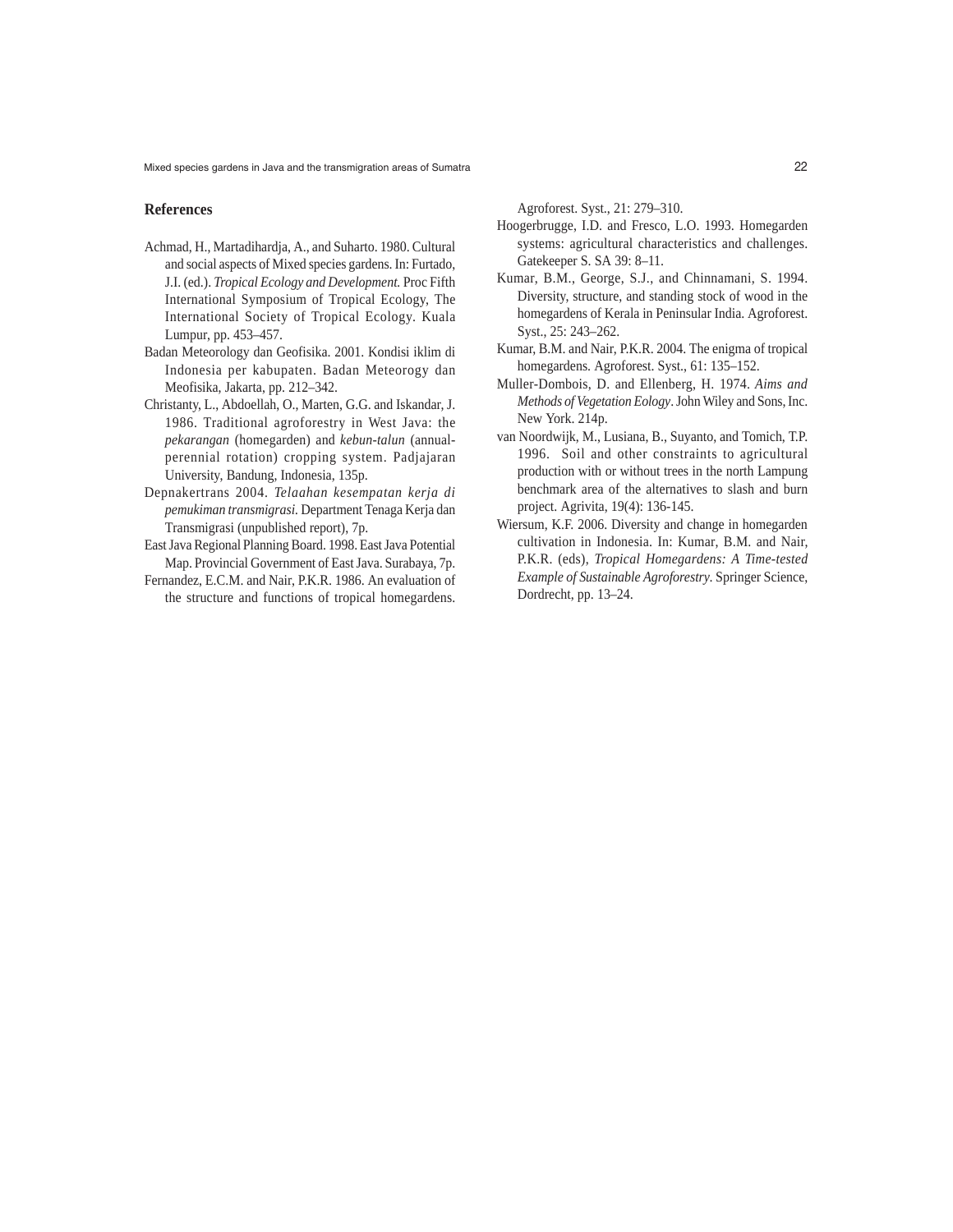## References

Achmad, H., Martadihardja, A., and Suharto. 1980. Cultural and social aspects of Mixed species gardens. In: Furtado, J.I. (ed.). *Tropical Ecology and Development.* Proc Fifth International Symposium of Tropical Ecology, The International Society of Tropical Ecology. Kuala Lumpur, pp. 453–457.

Badan Meteorology dan Geofisika. 2001. Kondisi iklim di Indonesia per kabupaten. Badan Meteorogy dan Meofisika, Jakarta, pp. 212–342.

Christanty, L., Abdoellah, O., Marten, G.G. and Iskandar, J. 1986. Traditional agroforestry in West Java: the *pekarangan* (homegarden) and *kebun-talun* (annual-perennial rotation) cropping system. Padjajaran University, Bandung, Indonesia, 135p.

Depnakertrans 2004. *Telaahan kesempatan kerja di pemukiman transmigrasi.* Department Tenaga Kerja dan Transmigrasi (unpublished report), 7p.

East Java Regional Planning Board. 1998. East Java Potential Map. Provincial Government of East Java. Surabaya, 7p.

Fernandez, E.C.M. and Nair, P.K.R. 1986. An evaluation of the structure and functions of tropical homegardens. Agroforest. Syst., 21: 279–310.

Hoogerbrugge, I.D. and Fresco, L.O. 1993. Homegarden systems: agricultural characteristics and challenges. Gatekeeper S. SA 39: 8–11.

Kumar, B.M., George, S.J., and Chinnamani, S. 1994. Diversity, structure, and standing stock of wood in the homegardens of Kerala in Peninsular India. Agroforest. Syst., 25: 243–262.

Kumar, B.M. and Nair, P.K.R. 2004. The enigma of tropical homegardens. Agroforest. Syst., 61: 135–152.

Muller-Dombois, D. and Ellenberg, H. 1974. *Aims and Methods of Vegetation Eology*. John Wiley and Sons, Inc. New York. 214p.

van Noordwijk, M., Lusiana, B., Suyanto, and Tomich, T.P. 1996. Soil and other constraints to agricultural production with or without trees in the north Lampung benchmark area of the alternatives to slash and burn project. Agrivita, 19(4): 136-145.

Wiersum, K.F. 2006. Diversity and change in homegarden cultivation in Indonesia. In: Kumar, B.M. and Nair, P.K.R. (eds), *Tropical Homegardens: A Time-tested Example of Sustainable Agroforestry.* Springer Science, Dordrecht, pp. 13–24.